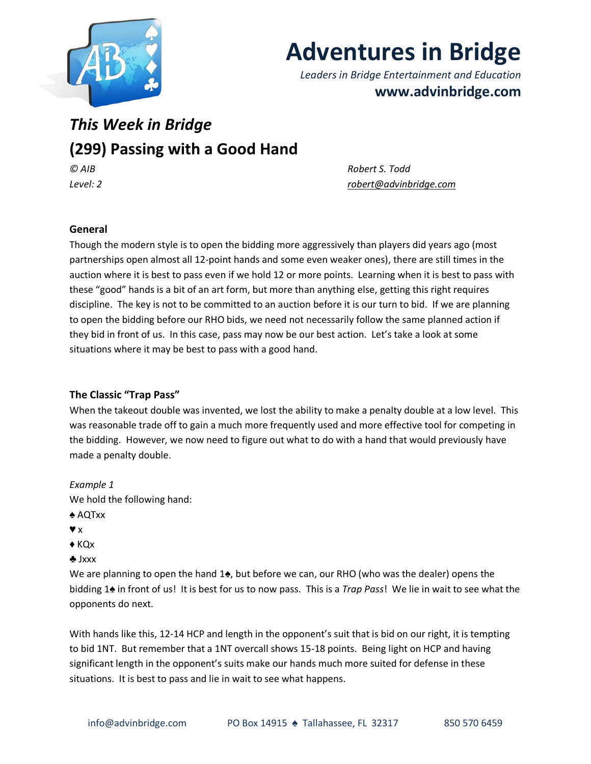# Adventures in Bridge

*Leaders in Bridge Entertainment and Education*

**www.advinbridge.com**

## *This Week in Bridge*

## (299) Passing with a Good Hand

*© AIB* | *Robert S. Todd*
*Level: 2* | *robert@advinbridge.com*

### General

Though the modern style is to open the bidding more aggressively than players did years ago (most partnerships open almost all 12-point hands and some even weaker ones), there are still times in the auction where it is best to pass even if we hold 12 or more points. Learning when it is best to pass with these "good" hands is a bit of an art form, but more than anything else, getting this right requires discipline. The key is not to be committed to an auction before it is our turn to bid. If we are planning to open the bidding before our RHO bids, we need not necessarily follow the same planned action if they bid in front of us. In this case, pass may now be our best action. Let's take a look at some situations where it may be best to pass with a good hand.

### The Classic "Trap Pass"

When the takeout double was invented, we lost the ability to make a penalty double at a low level. This was reasonable trade off to gain a much more frequently used and more effective tool for competing in the bidding. However, we now need to figure out what to do with a hand that would previously have made a penalty double.

*Example 1*

We hold the following hand:

♠ AQTxx
♥ x
♦ KQx
♣ Jxxx

We are planning to open the hand 1♠, but before we can, our RHO (who was the dealer) opens the bidding 1♠ in front of us! It is best for us to now pass. This is a *Trap Pass*! We lie in wait to see what the opponents do next.

With hands like this, 12-14 HCP and length in the opponent's suit that is bid on our right, it is tempting to bid 1NT. But remember that a 1NT overcall shows 15-18 points. Being light on HCP and having significant length in the opponent's suits make our hands much more suited for defense in these situations. It is best to pass and lie in wait to see what happens.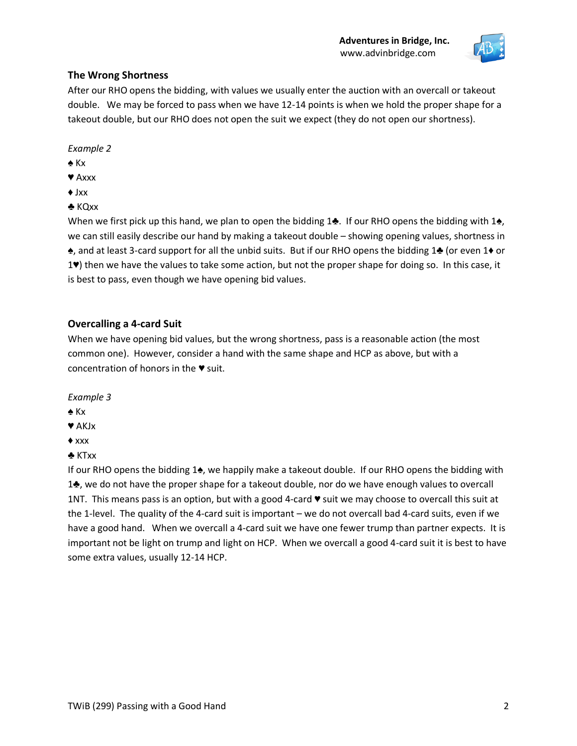## The Wrong Shortness

After our RHO opens the bidding, with values we usually enter the auction with an overcall or takeout double. We may be forced to pass when we have 12-14 points is when we hold the proper shape for a takeout double, but our RHO does not open the suit we expect (they do not open our shortness).

*Example 2*

♠ Kx

♥ Axxx

♦ Jxx

♣ KQxx

When we first pick up this hand, we plan to open the bidding 1♣. If our RHO opens the bidding with 1♠, we can still easily describe our hand by making a takeout double – showing opening values, shortness in ♠, and at least 3-card support for all the unbid suits. But if our RHO opens the bidding 1♣ (or even 1♦ or 1♥) then we have the values to take some action, but not the proper shape for doing so. In this case, it is best to pass, even though we have opening bid values.

## Overcalling a 4-card Suit

When we have opening bid values, but the wrong shortness, pass is a reasonable action (the most common one). However, consider a hand with the same shape and HCP as above, but with a concentration of honors in the ♥ suit.

*Example 3*

♠ Kx

♥ AKJx

♦ xxx

♣ KTxx

If our RHO opens the bidding 1♠, we happily make a takeout double. If our RHO opens the bidding with 1♣, we do not have the proper shape for a takeout double, nor do we have enough values to overcall 1NT. This means pass is an option, but with a good 4-card ♥ suit we may choose to overcall this suit at the 1-level. The quality of the 4-card suit is important – we do not overcall bad 4-card suits, even if we have a good hand. When we overcall a 4-card suit we have one fewer trump than partner expects. It is important not be light on trump and light on HCP. When we overcall a good 4-card suit it is best to have some extra values, usually 12-14 HCP.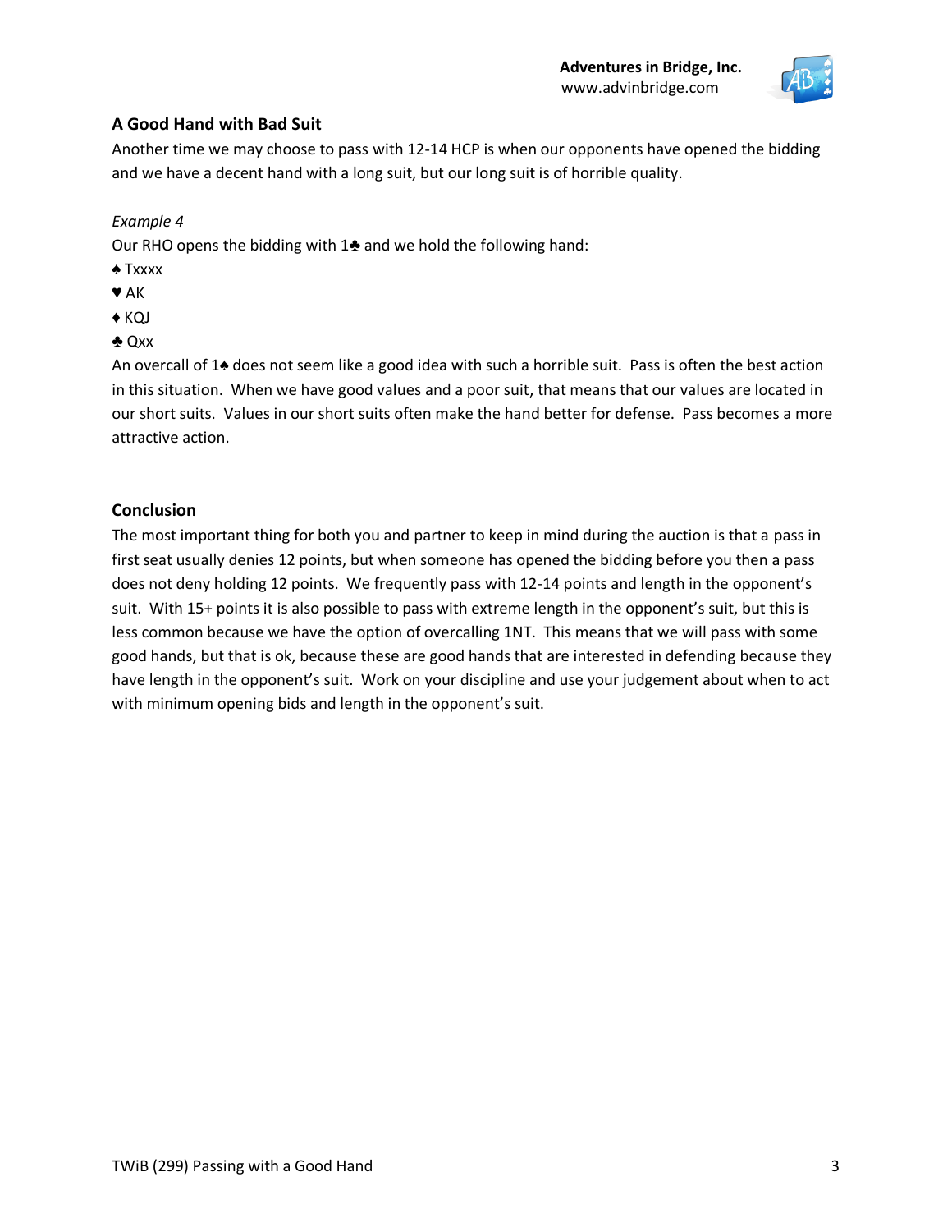## A Good Hand with Bad Suit

Another time we may choose to pass with 12-14 HCP is when our opponents have opened the bidding and we have a decent hand with a long suit, but our long suit is of horrible quality.

*Example 4*

Our RHO opens the bidding with 1♣ and we hold the following hand:

♠ Txxxx

♥ AK

♦ KQJ

♣ Qxx

An overcall of 1♠ does not seem like a good idea with such a horrible suit. Pass is often the best action in this situation. When we have good values and a poor suit, that means that our values are located in our short suits. Values in our short suits often make the hand better for defense. Pass becomes a more attractive action.

## Conclusion

The most important thing for both you and partner to keep in mind during the auction is that a pass in first seat usually denies 12 points, but when someone has opened the bidding before you then a pass does not deny holding 12 points. We frequently pass with 12-14 points and length in the opponent's suit. With 15+ points it is also possible to pass with extreme length in the opponent's suit, but this is less common because we have the option of overcalling 1NT. This means that we will pass with some good hands, but that is ok, because these are good hands that are interested in defending because they have length in the opponent's suit. Work on your discipline and use your judgement about when to act with minimum opening bids and length in the opponent's suit.